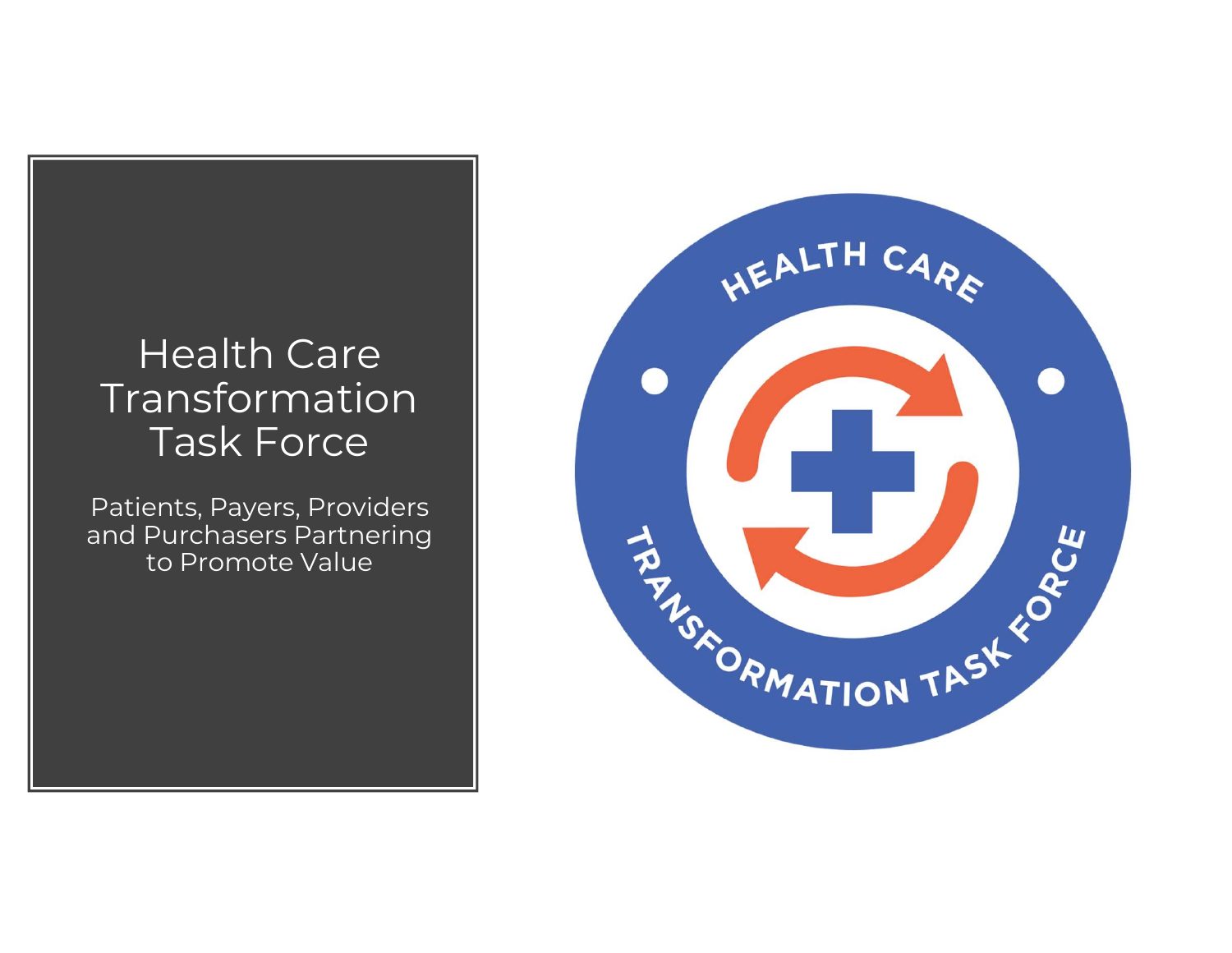# Health Care Transformation Task Force

Patients, Payers, Providers and Purchasers Partnering to Promote Value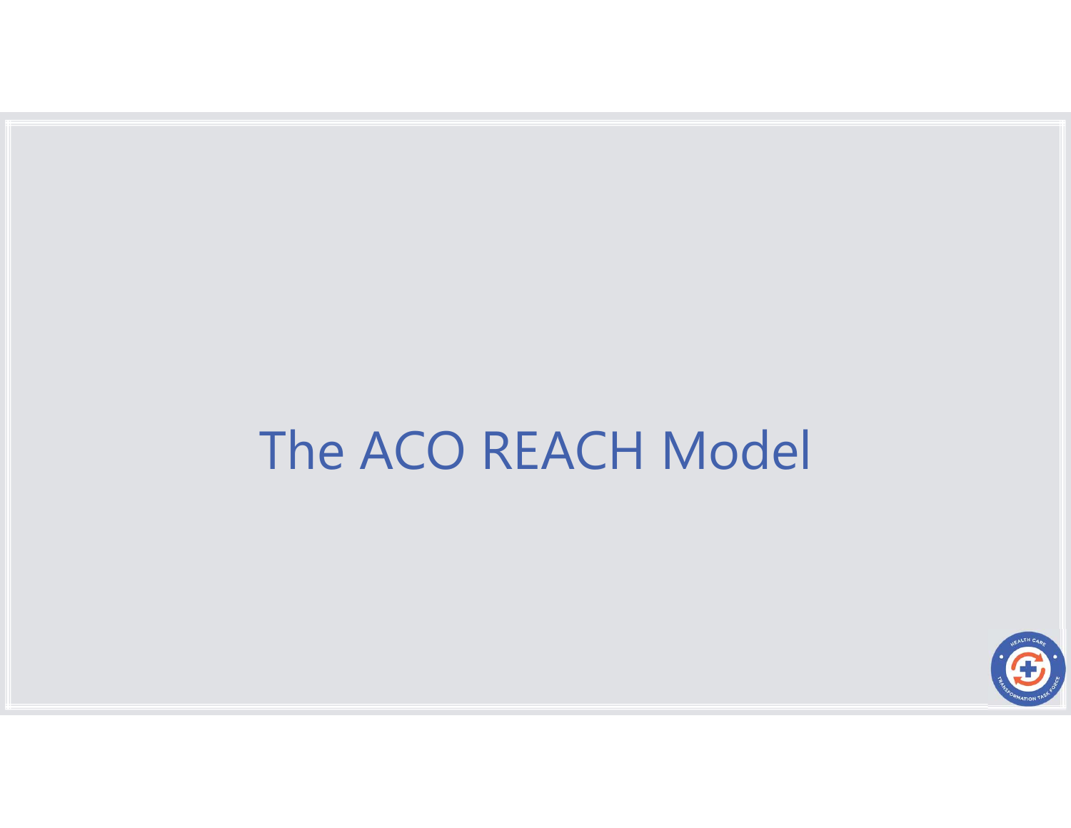# The ACO REACH Model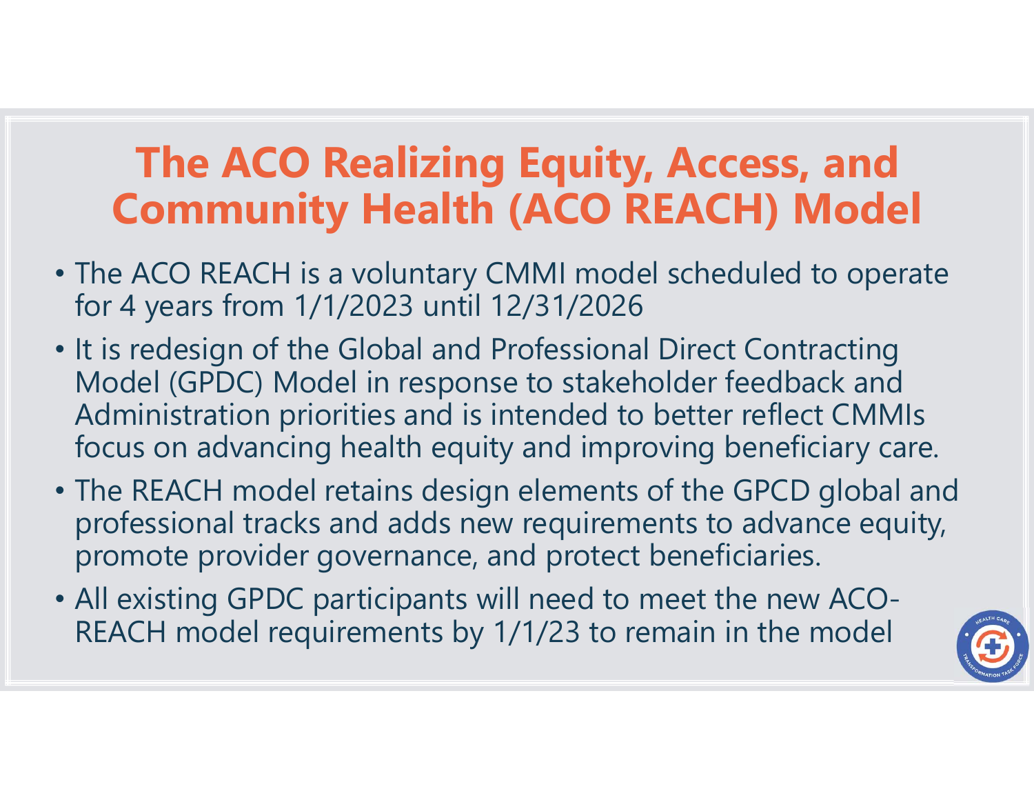# The ACO Realizing Equity, Access, and Community Health (ACO REACH) Model

- The ACO REACH is a voluntary CMMI model scheduled to operate for 4 years from 1/1/2023 until 12/31/2026
- It is redesign of the Global and Professional Direct Contracting Model (GPDC) Model in response to stakeholder feedback and Administration priorities and is intended to better reflect CMMIs focus on advancing health equity and improving beneficiary care.
- The REACH model retains design elements of the GPCD global and professional tracks and adds new requirements to advance equity, promote provider governance, and protect beneficiaries.
- All existing GPDC participants will need to meet the new ACO-REACH model requirements by 1/1/23 to remain in the model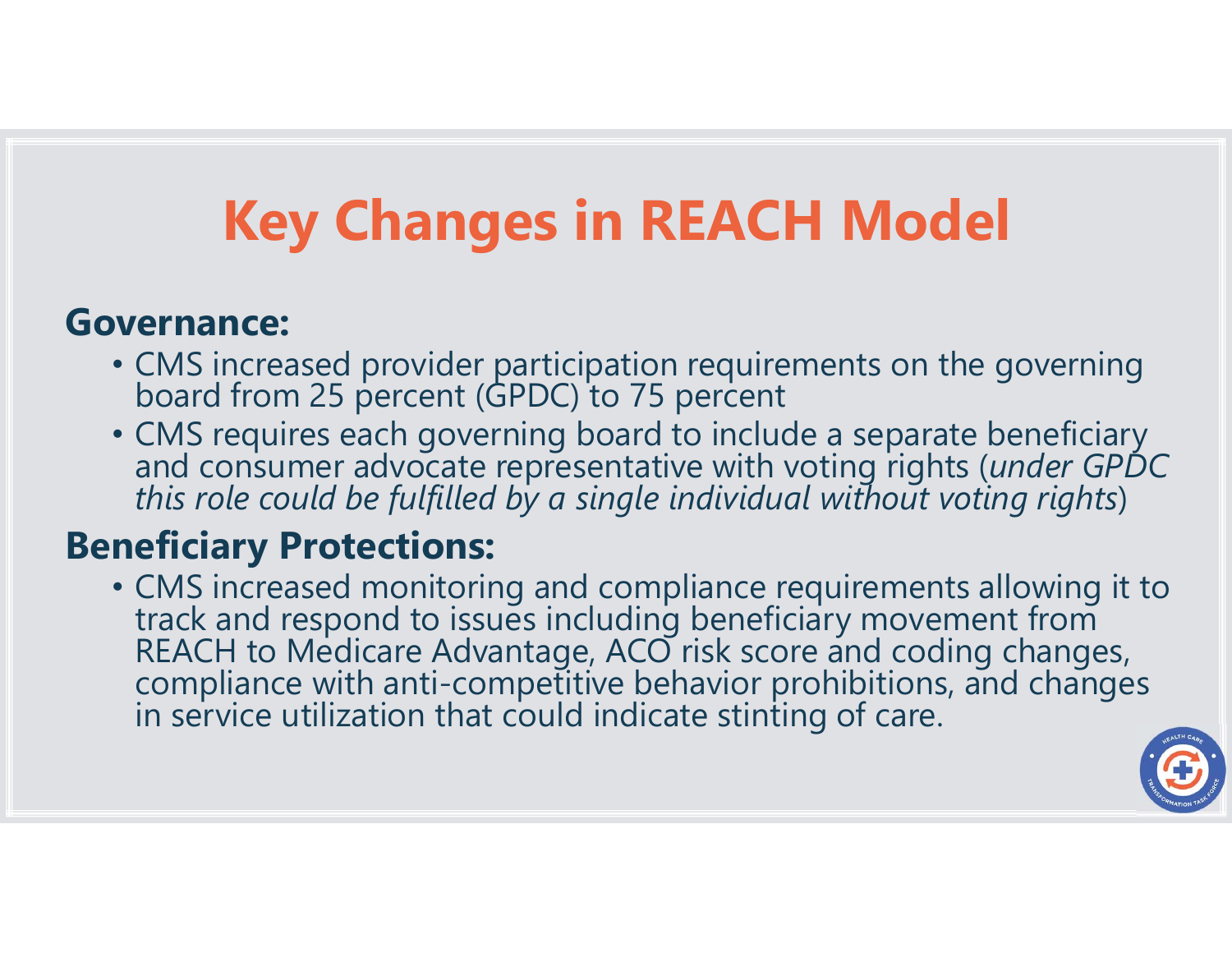# Key Changes in REACH Model

## Governance:

- CMS increased provider participation requirements on the governing board from 25 percent (GPDC) to 75 percent
- CMS requires each governing board to include a separate beneficiary and consumer advocate representative with voting rights (*under GPDC this role could be fulfilled by a single individual without voting rights*)

## Beneficiary Protections:

- CMS increased monitoring and compliance requirements allowing it to track and respond to issues including beneficiary movement from REACH to Medicare Advantage, ACO risk score and coding changes, compliance with anti-competitive behavior prohibitions, and changes in service utilization that could indicate stinting of care.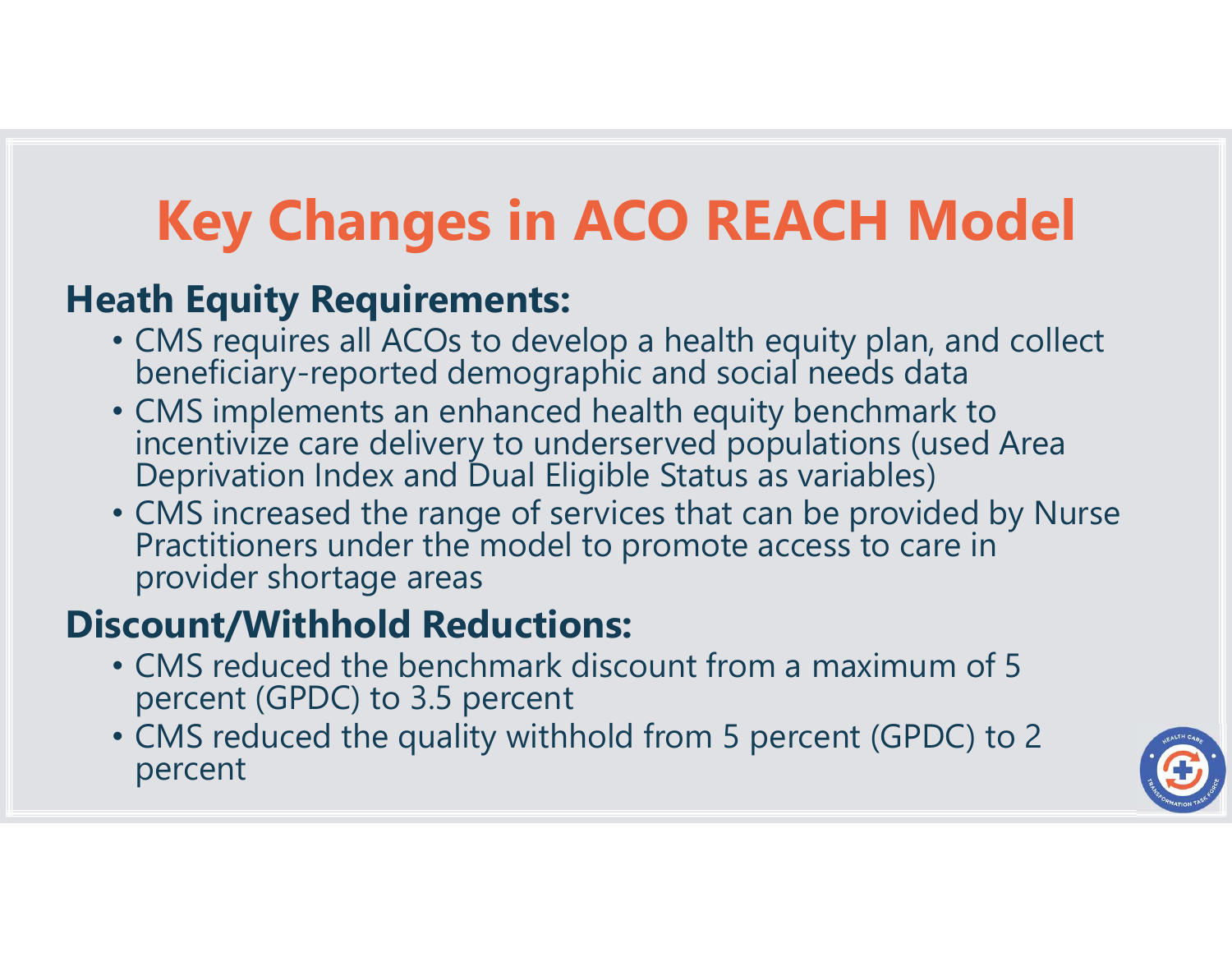# Key Changes in ACO REACH Model

## Heath Equity Requirements:

- CMS requires all ACOs to develop a health equity plan, and collect beneficiary-reported demographic and social needs data
- CMS implements an enhanced health equity benchmark to incentivize care delivery to underserved populations (used Area Deprivation Index and Dual Eligible Status as variables)
- CMS increased the range of services that can be provided by Nurse Practitioners under the model to promote access to care in provider shortage areas

## Discount/Withhold Reductions:

- CMS reduced the benchmark discount from a maximum of 5 percent (GPDC) to 3.5 percent
- CMS reduced the quality withhold from 5 percent (GPDC) to 2 percent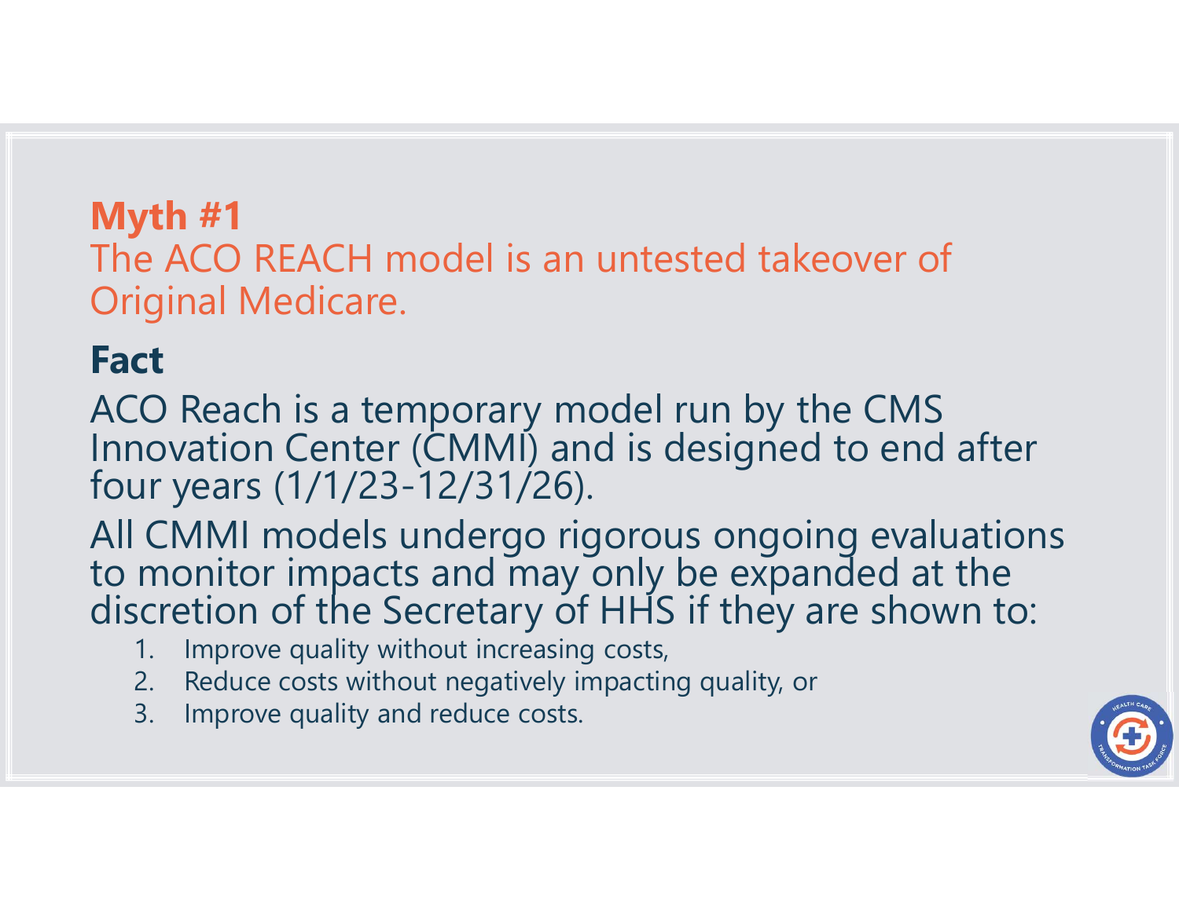## Myth #1

The ACO REACH model is an untested takeover of Original Medicare.

## Fact

ACO Reach is a temporary model run by the CMS Innovation Center (CMMI) and is designed to end after four years (1/1/23-12/31/26).

All CMMI models undergo rigorous ongoing evaluations to monitor impacts and may only be expanded at the discretion of the Secretary of HHS if they are shown to:

1. Improve quality without increasing costs,
2. Reduce costs without negatively impacting quality, or
3. Improve quality and reduce costs.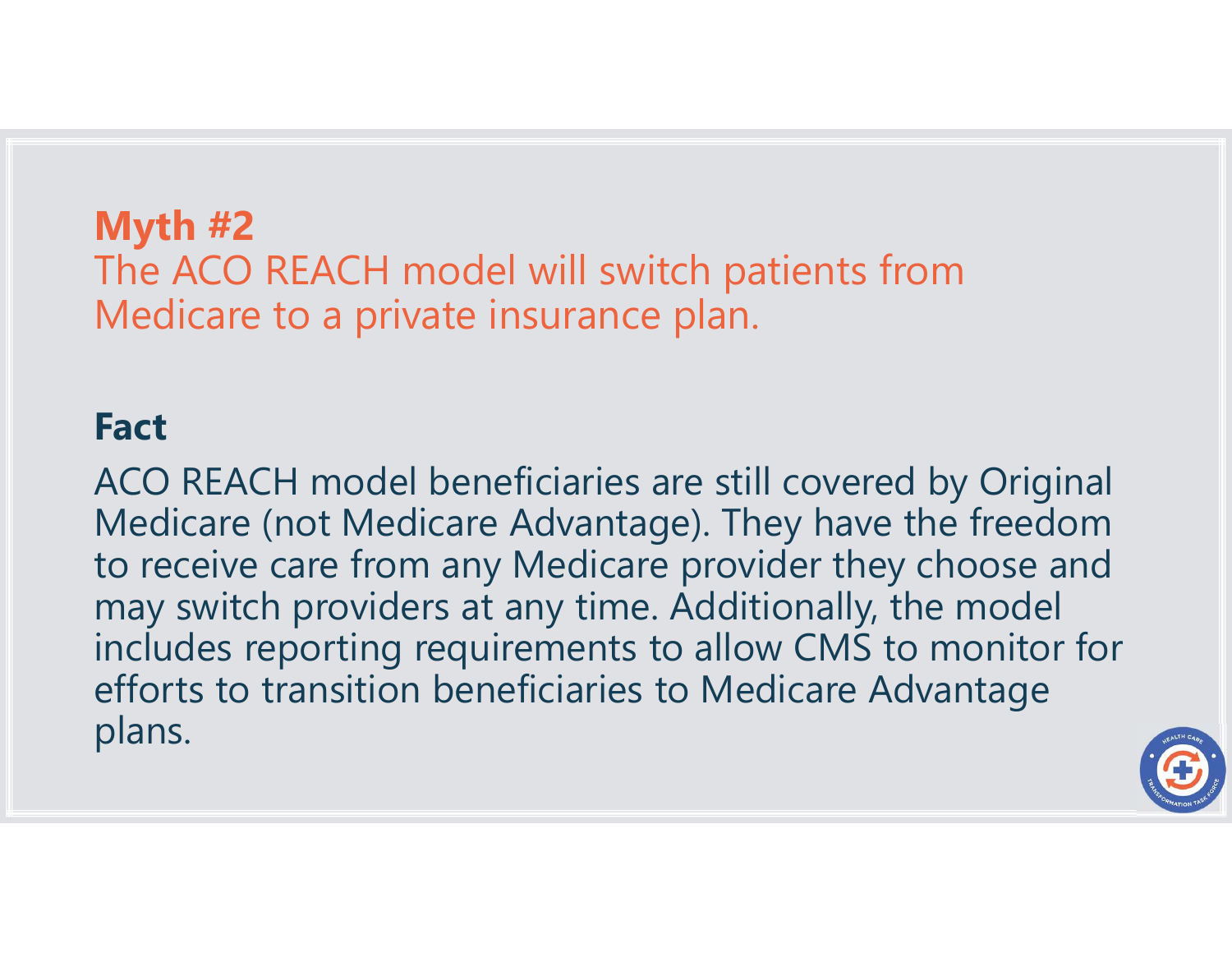## Myth #2

The ACO REACH model will switch patients from Medicare to a private insurance plan.

## Fact

ACO REACH model beneficiaries are still covered by Original Medicare (not Medicare Advantage). They have the freedom to receive care from any Medicare provider they choose and may switch providers at any time. Additionally, the model includes reporting requirements to allow CMS to monitor for efforts to transition beneficiaries to Medicare Advantage plans.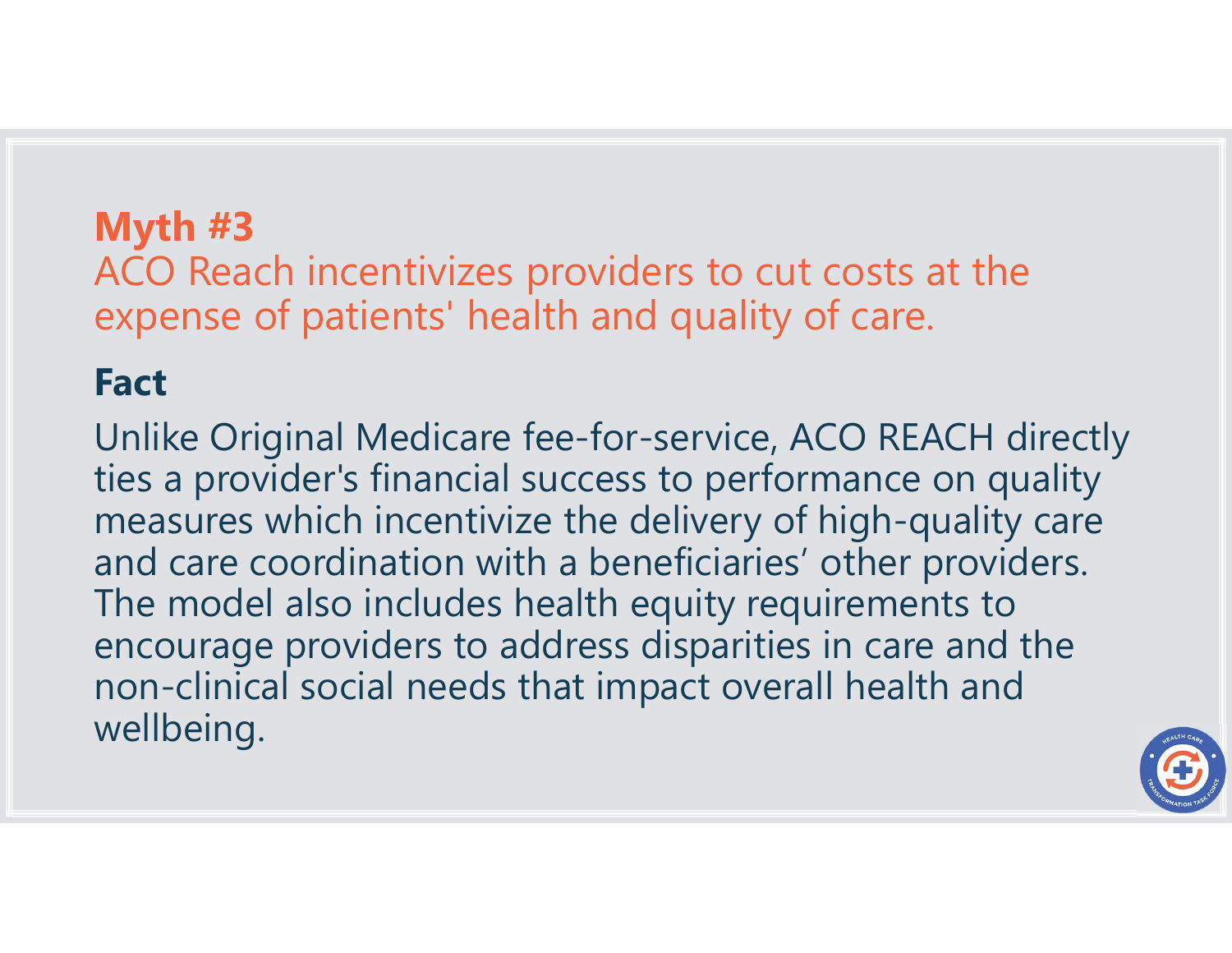## Myth #3

ACO Reach incentivizes providers to cut costs at the expense of patients' health and quality of care.

## Fact

Unlike Original Medicare fee-for-service, ACO REACH directly ties a provider's financial success to performance on quality measures which incentivize the delivery of high-quality care and care coordination with a beneficiaries' other providers. The model also includes health equity requirements to encourage providers to address disparities in care and the non-clinical social needs that impact overall health and wellbeing.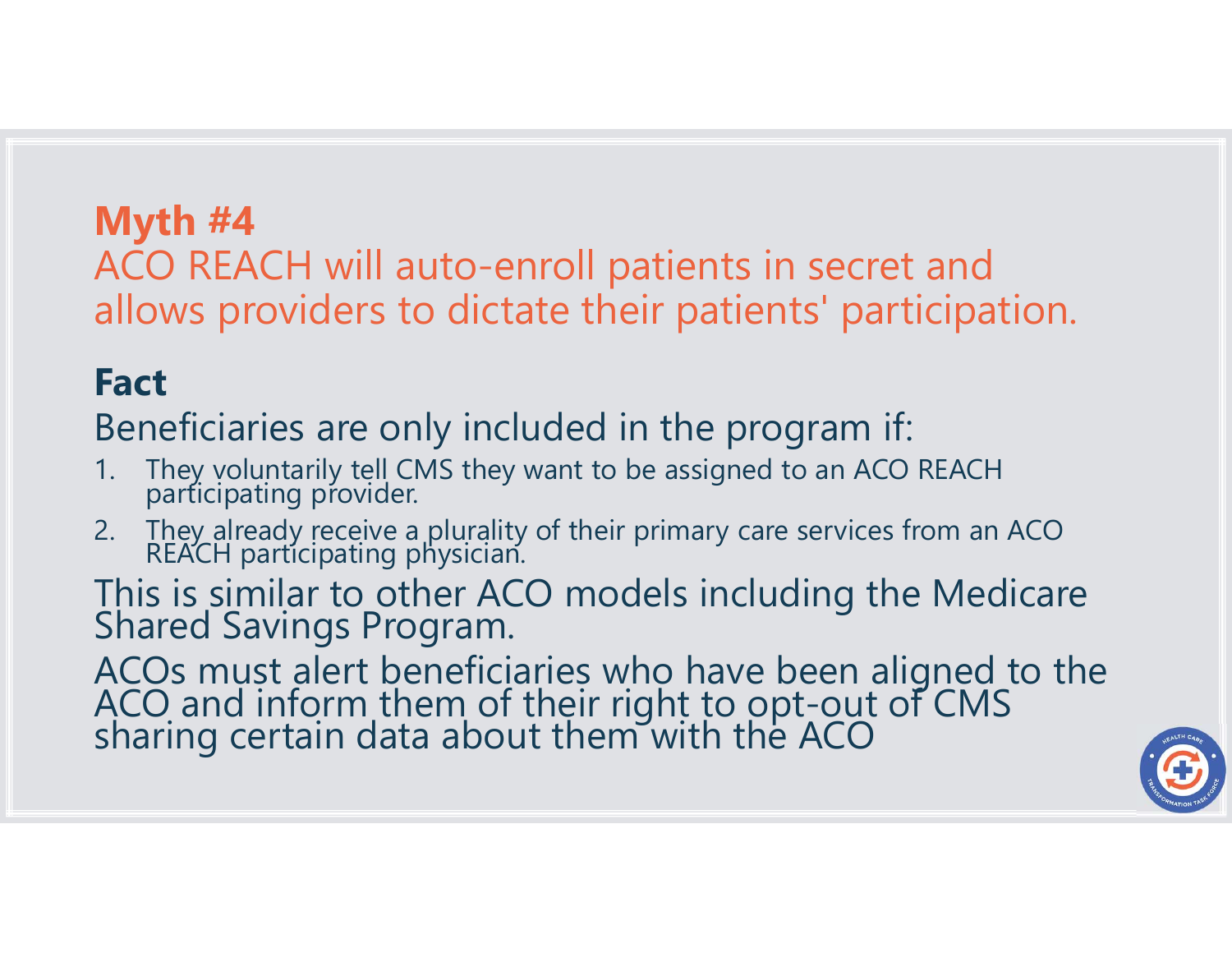## Myth #4

ACO REACH will auto-enroll patients in secret and allows providers to dictate their patients' participation.

## Fact

Beneficiaries are only included in the program if:

1. They voluntarily tell CMS they want to be assigned to an ACO REACH participating provider.
2. They already receive a plurality of their primary care services from an ACO REACH participating physician.

This is similar to other ACO models including the Medicare Shared Savings Program.

ACOs must alert beneficiaries who have been aligned to the ACO and inform them of their right to opt-out of CMS sharing certain data about them with the ACO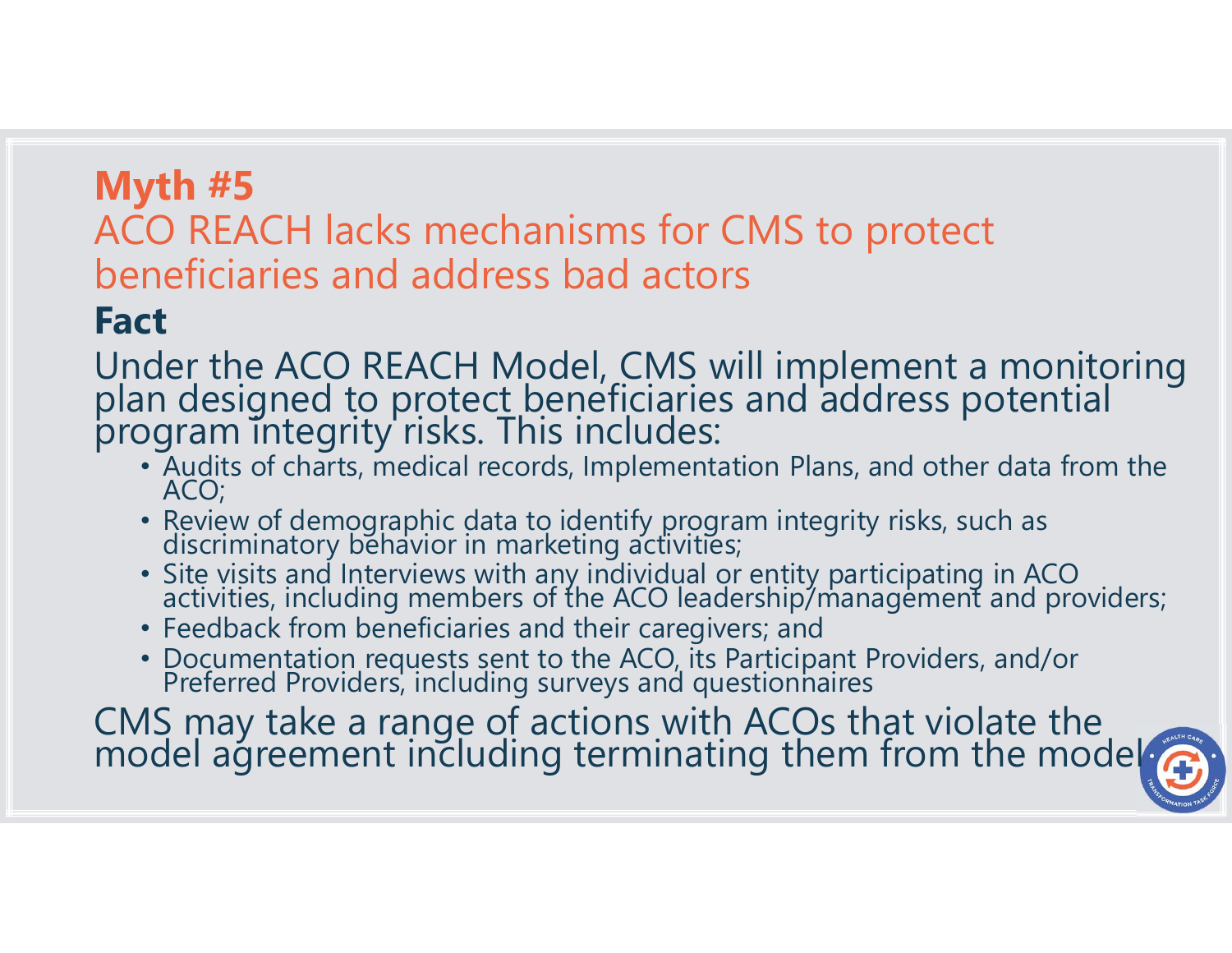## Myth #5

ACO REACH lacks mechanisms for CMS to protect beneficiaries and address bad actors

## Fact

Under the ACO REACH Model, CMS will implement a monitoring plan designed to protect beneficiaries and address potential program integrity risks. This includes:

- Audits of charts, medical records, Implementation Plans, and other data from the ACO;
- Review of demographic data to identify program integrity risks, such as discriminatory behavior in marketing activities;
- Site visits and Interviews with any individual or entity participating in ACO activities, including members of the ACO leadership/management and providers;
- Feedback from beneficiaries and their caregivers; and
- Documentation requests sent to the ACO, its Participant Providers, and/or Preferred Providers, including surveys and questionnaires

CMS may take a range of actions with ACOs that violate the model agreement including terminating them from the model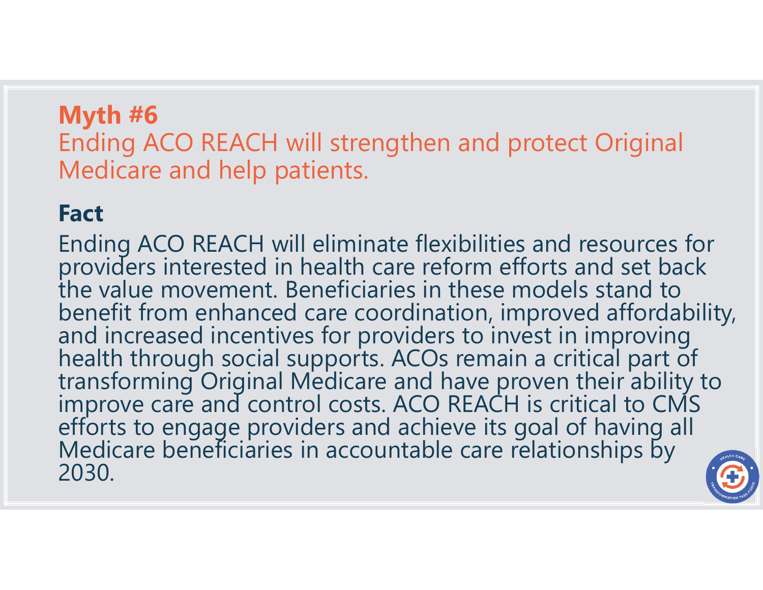## Myth #6

Ending ACO REACH will strengthen and protect Original Medicare and help patients.

## Fact

Ending ACO REACH will eliminate flexibilities and resources for providers interested in health care reform efforts and set back the value movement. Beneficiaries in these models stand to benefit from enhanced care coordination, improved affordability, and increased incentives for providers to invest in improving health through social supports. ACOs remain a critical part of transforming Original Medicare and have proven their ability to improve care and control costs. ACO REACH is critical to CMS efforts to engage providers and achieve its goal of having all Medicare beneficiaries in accountable care relationships by 2030.